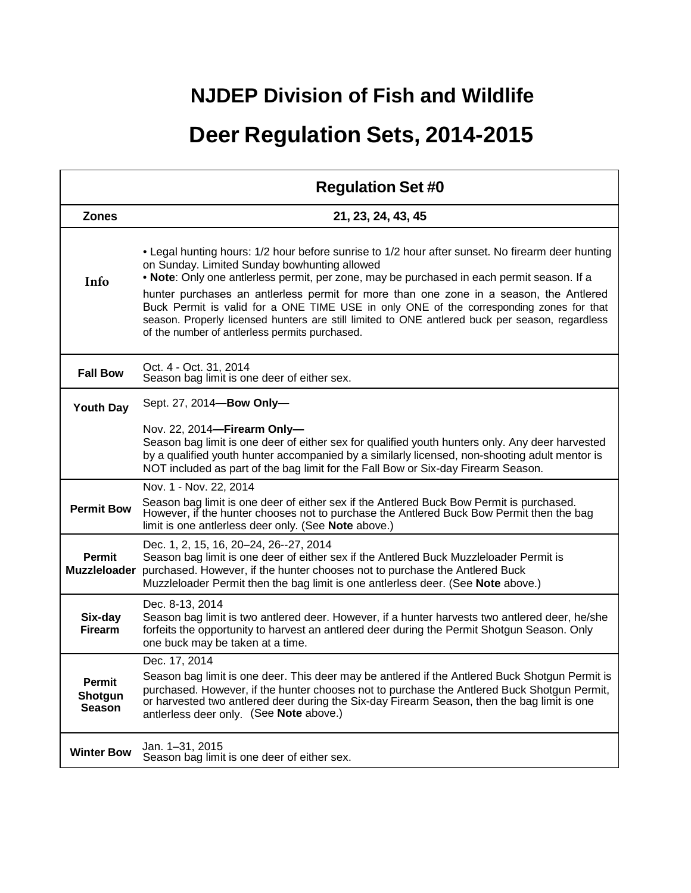# NJDEP Division of Fish and Wildlife

# Deer Regulation Sets, 2014-2015

| | Regulation Set #0 |
|---|---|
| **Zones** | **21, 23, 24, 43, 45** |
| **Info** | • Legal hunting hours: 1/2 hour before sunrise to 1/2 hour after sunset. No firearm deer hunting on Sunday. Limited Sunday bowhunting allowed<br>• **Note**: Only one antlerless permit, per zone, may be purchased in each permit season. If a hunter purchases an antlerless permit for more than one zone in a season, the Antlered Buck Permit is valid for a ONE TIME USE in only ONE of the corresponding zones for that season. Properly licensed hunters are still limited to ONE antlered buck per season, regardless of the number of antlerless permits purchased. |
| **Fall Bow** | Oct. 4 - Oct. 31, 2014<br>Season bag limit is one deer of either sex. |
| **Youth Day** | Sept. 27, 2014**—Bow Only—**<br><br>Nov. 22, 2014**—Firearm Only—**<br>Season bag limit is one deer of either sex for qualified youth hunters only. Any deer harvested by a qualified youth hunter accompanied by a similarly licensed, non-shooting adult mentor is NOT included as part of the bag limit for the Fall Bow or Six-day Firearm Season. |
| **Permit Bow** | Nov. 1 - Nov. 22, 2014<br>Season bag limit is one deer of either sex if the Antlered Buck Bow Permit is purchased. However, if the hunter chooses not to purchase the Antlered Buck Bow Permit then the bag limit is one antlerless deer only. (See **Note** above.) |
| **Permit Muzzleloader** | Dec. 1, 2, 15, 16, 20–24, 26--27, 2014<br>Season bag limit is one deer of either sex if the Antlered Buck Muzzleloader Permit is purchased. However, if the hunter chooses not to purchase the Antlered Buck Muzzleloader Permit then the bag limit is one antlerless deer. (See **Note** above.) |
| **Six-day Firearm** | Dec. 8-13, 2014<br>Season bag limit is two antlered deer. However, if a hunter harvests two antlered deer, he/she forfeits the opportunity to harvest an antlered deer during the Permit Shotgun Season. Only one buck may be taken at a time. |
| **Permit Shotgun Season** | Dec. 17, 2014<br>Season bag limit is one deer. This deer may be antlered if the Antlered Buck Shotgun Permit is purchased. However, if the hunter chooses not to purchase the Antlered Buck Shotgun Permit, or harvested two antlered deer during the Six-day Firearm Season, then the bag limit is one antlerless deer only. (See **Note** above.) |
| **Winter Bow** | Jan. 1–31, 2015<br>Season bag limit is one deer of either sex. |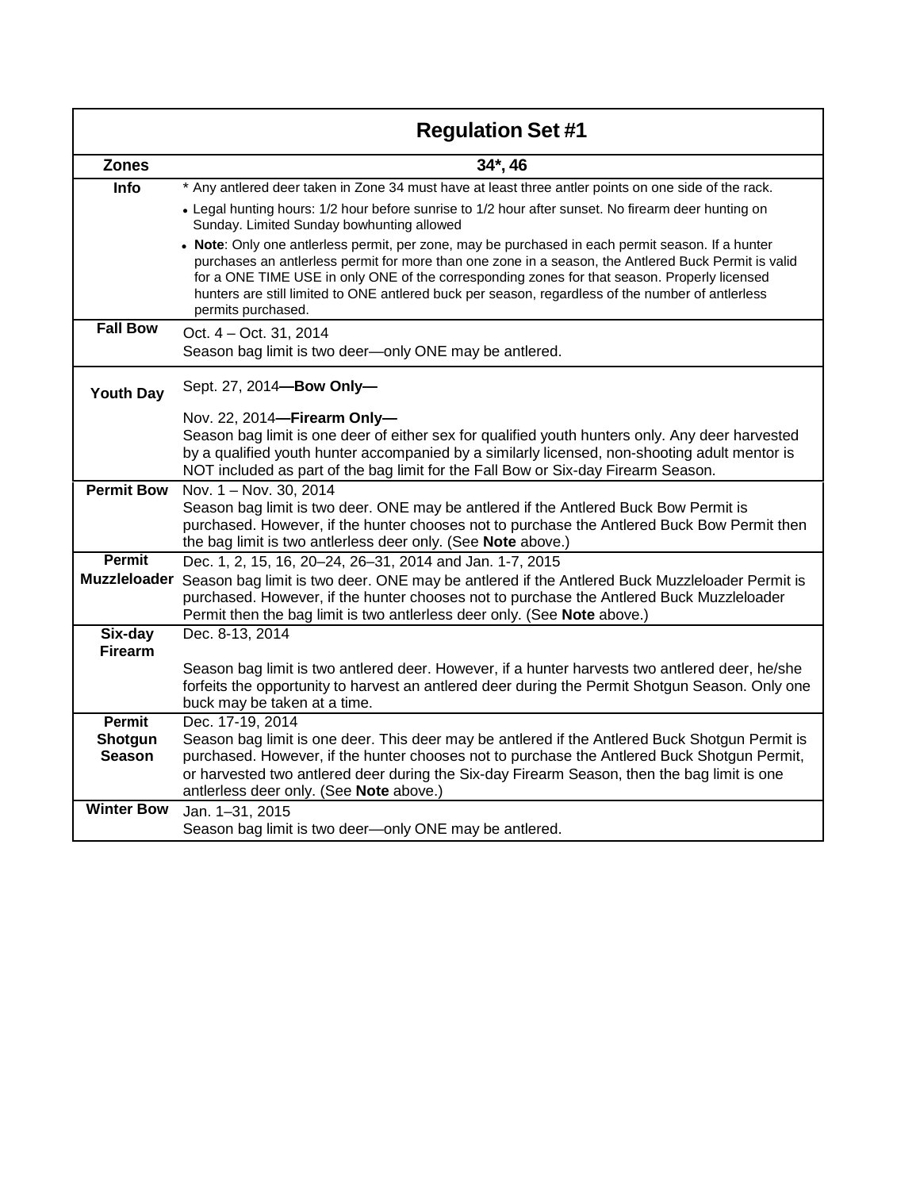| Regulation Set #1 | |
|---|---|
| **Zones** | **34*, 46** |
| **Info** | * Any antlered deer taken in Zone 34 must have at least three antler points on one side of the rack.<br>• Legal hunting hours: 1/2 hour before sunrise to 1/2 hour after sunset. No firearm deer hunting on Sunday. Limited Sunday bowhunting allowed<br>• **Note**: Only one antlerless permit, per zone, may be purchased in each permit season. If a hunter purchases an antlerless permit for more than one zone in a season, the Antlered Buck Permit is valid for a ONE TIME USE in only ONE of the corresponding zones for that season. Properly licensed hunters are still limited to ONE antlered buck per season, regardless of the number of antlerless permits purchased. |
| **Fall Bow** | Oct. 4 – Oct. 31, 2014<br>Season bag limit is two deer—only ONE may be antlered. |
| **Youth Day** | Sept. 27, 2014**—Bow Only—**<br>Nov. 22, 2014**—Firearm Only—**<br>Season bag limit is one deer of either sex for qualified youth hunters only. Any deer harvested by a qualified youth hunter accompanied by a similarly licensed, non-shooting adult mentor is NOT included as part of the bag limit for the Fall Bow or Six-day Firearm Season. |
| **Permit Bow** | Nov. 1 – Nov. 30, 2014<br>Season bag limit is two deer. ONE may be antlered if the Antlered Buck Bow Permit is purchased. However, if the hunter chooses not to purchase the Antlered Buck Bow Permit then the bag limit is two antlerless deer only. (See **Note** above.) |
| **Permit Muzzleloader** | Dec. 1, 2, 15, 16, 20–24, 26–31, 2014 and Jan. 1-7, 2015<br>Season bag limit is two deer. ONE may be antlered if the Antlered Buck Muzzleloader Permit is purchased. However, if the hunter chooses not to purchase the Antlered Buck Muzzleloader Permit then the bag limit is two antlerless deer only. (See **Note** above.) |
| **Six-day Firearm** | Dec. 8-13, 2014<br>Season bag limit is two antlered deer. However, if a hunter harvests two antlered deer, he/she forfeits the opportunity to harvest an antlered deer during the Permit Shotgun Season. Only one buck may be taken at a time. |
| **Permit Shotgun Season** | Dec. 17-19, 2014<br>Season bag limit is one deer. This deer may be antlered if the Antlered Buck Shotgun Permit is purchased. However, if the hunter chooses not to purchase the Antlered Buck Shotgun Permit, or harvested two antlered deer during the Six-day Firearm Season, then the bag limit is one antlerless deer only. (See **Note** above.) |
| **Winter Bow** | Jan. 1–31, 2015<br>Season bag limit is two deer—only ONE may be antlered. |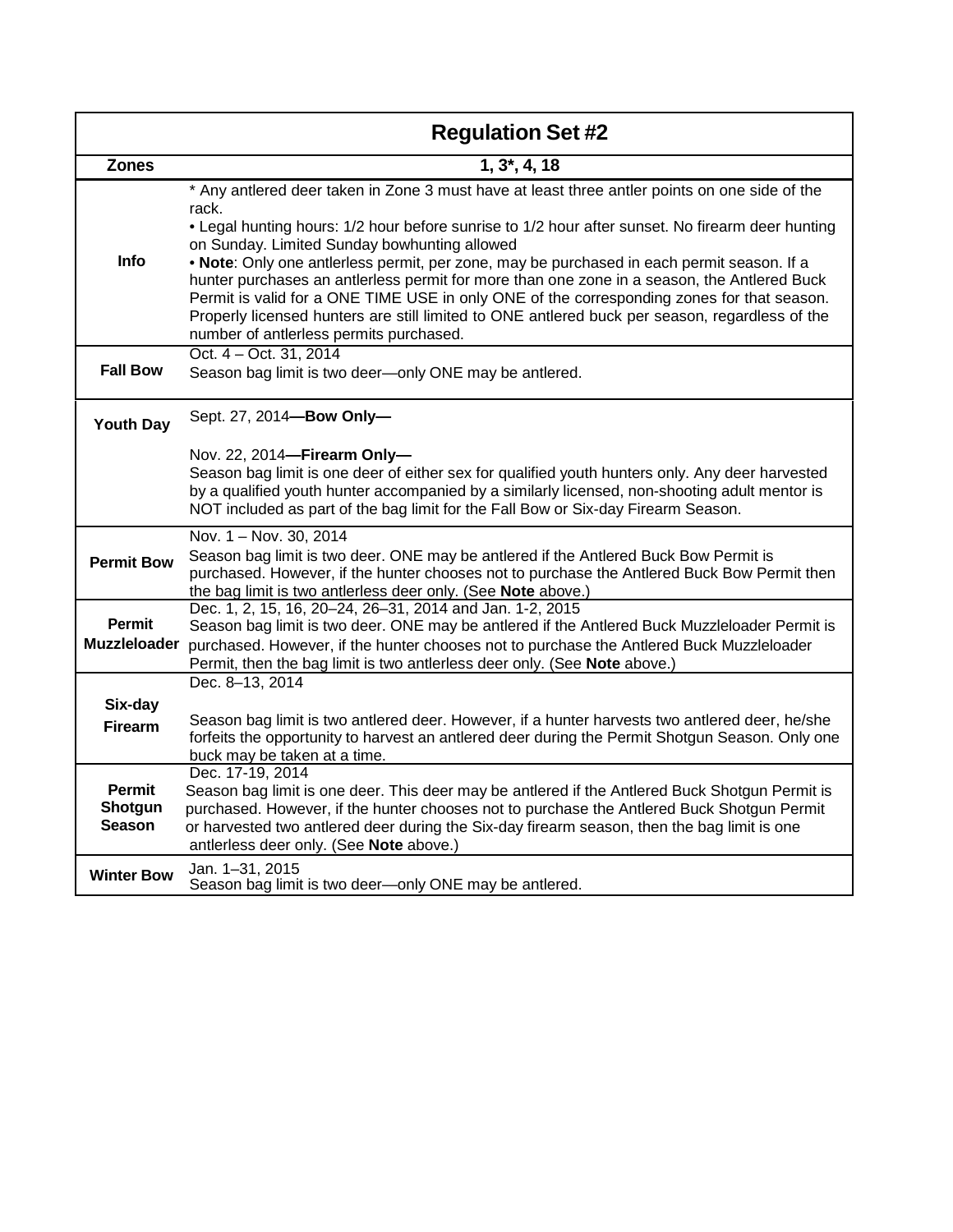| Regulation Set #2 | |
|---|---|
| **Zones** | **1, 3*, 4, 18** |
| **Info** | * Any antlered deer taken in Zone 3 must have at least three antler points on one side of the rack.<br>• Legal hunting hours: 1/2 hour before sunrise to 1/2 hour after sunset. No firearm deer hunting on Sunday. Limited Sunday bowhunting allowed<br>• **Note**: Only one antlerless permit, per zone, may be purchased in each permit season. If a hunter purchases an antlerless permit for more than one zone in a season, the Antlered Buck Permit is valid for a ONE TIME USE in only ONE of the corresponding zones for that season. Properly licensed hunters are still limited to ONE antlered buck per season, regardless of the number of antlerless permits purchased. |
| **Fall Bow** | Oct. 4 – Oct. 31, 2014<br>Season bag limit is two deer—only ONE may be antlered. |
| **Youth Day** | Sept. 27, 2014**—Bow Only—**<br><br>Nov. 22, 2014**—Firearm Only—**<br>Season bag limit is one deer of either sex for qualified youth hunters only. Any deer harvested by a qualified youth hunter accompanied by a similarly licensed, non-shooting adult mentor is NOT included as part of the bag limit for the Fall Bow or Six-day Firearm Season. |
| **Permit Bow** | Nov. 1 – Nov. 30, 2014<br>Season bag limit is two deer. ONE may be antlered if the Antlered Buck Bow Permit is purchased. However, if the hunter chooses not to purchase the Antlered Buck Bow Permit then the bag limit is two antlerless deer only. (See **Note** above.) |
| **Permit Muzzleloader** | Dec. 1, 2, 15, 16, 20–24, 26–31, 2014 and Jan. 1-2, 2015<br>Season bag limit is two deer. ONE may be antlered if the Antlered Buck Muzzleloader Permit is purchased. However, if the hunter chooses not to purchase the Antlered Buck Muzzleloader Permit, then the bag limit is two antlerless deer only. (See **Note** above.) |
| **Six-day Firearm** | Dec. 8–13, 2014<br><br>Season bag limit is two antlered deer. However, if a hunter harvests two antlered deer, he/she forfeits the opportunity to harvest an antlered deer during the Permit Shotgun Season. Only one buck may be taken at a time. |
| **Permit Shotgun Season** | Dec. 17-19, 2014<br>Season bag limit is one deer. This deer may be antlered if the Antlered Buck Shotgun Permit is purchased. However, if the hunter chooses not to purchase the Antlered Buck Shotgun Permit or harvested two antlered deer during the Six-day firearm season, then the bag limit is one antlerless deer only. (See **Note** above.) |
| **Winter Bow** | Jan. 1–31, 2015<br>Season bag limit is two deer—only ONE may be antlered. |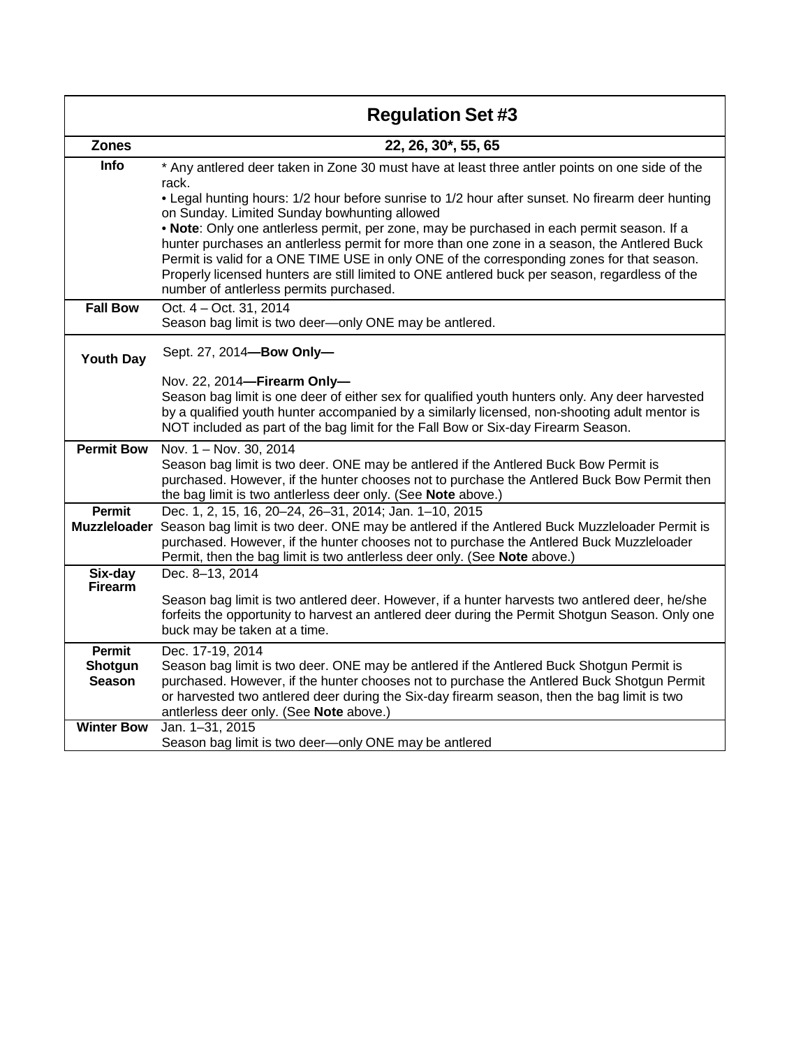| Regulation Set #3 | |
|---|---|
| **Zones** | **22, 26, 30*, 55, 65** |
| **Info** | * Any antlered deer taken in Zone 30 must have at least three antler points on one side of the rack.<br>• Legal hunting hours: 1/2 hour before sunrise to 1/2 hour after sunset. No firearm deer hunting on Sunday. Limited Sunday bowhunting allowed<br>• **Note**: Only one antlerless permit, per zone, may be purchased in each permit season. If a hunter purchases an antlerless permit for more than one zone in a season, the Antlered Buck Permit is valid for a ONE TIME USE in only ONE of the corresponding zones for that season. Properly licensed hunters are still limited to ONE antlered buck per season, regardless of the number of antlerless permits purchased. |
| **Fall Bow** | Oct. 4 – Oct. 31, 2014<br>Season bag limit is two deer—only ONE may be antlered. |
| **Youth Day** | Sept. 27, 2014**—Bow Only—**<br>Nov. 22, 2014**—Firearm Only—**<br>Season bag limit is one deer of either sex for qualified youth hunters only. Any deer harvested by a qualified youth hunter accompanied by a similarly licensed, non-shooting adult mentor is NOT included as part of the bag limit for the Fall Bow or Six-day Firearm Season. |
| **Permit Bow** | Nov. 1 – Nov. 30, 2014<br>Season bag limit is two deer. ONE may be antlered if the Antlered Buck Bow Permit is purchased. However, if the hunter chooses not to purchase the Antlered Buck Bow Permit then the bag limit is two antlerless deer only. (See **Note** above.) |
| **Permit Muzzleloader** | Dec. 1, 2, 15, 16, 20–24, 26–31, 2014; Jan. 1–10, 2015<br>Season bag limit is two deer. ONE may be antlered if the Antlered Buck Muzzleloader Permit is purchased. However, if the hunter chooses not to purchase the Antlered Buck Muzzleloader Permit, then the bag limit is two antlerless deer only. (See **Note** above.) |
| **Six-day Firearm** | Dec. 8–13, 2014<br>Season bag limit is two antlered deer. However, if a hunter harvests two antlered deer, he/she forfeits the opportunity to harvest an antlered deer during the Permit Shotgun Season. Only one buck may be taken at a time. |
| **Permit Shotgun Season** | Dec. 17-19, 2014<br>Season bag limit is two deer. ONE may be antlered if the Antlered Buck Shotgun Permit is purchased. However, if the hunter chooses not to purchase the Antlered Buck Shotgun Permit or harvested two antlered deer during the Six-day firearm season, then the bag limit is two antlerless deer only. (See **Note** above.) |
| **Winter Bow** | Jan. 1–31, 2015<br>Season bag limit is two deer—only ONE may be antlered |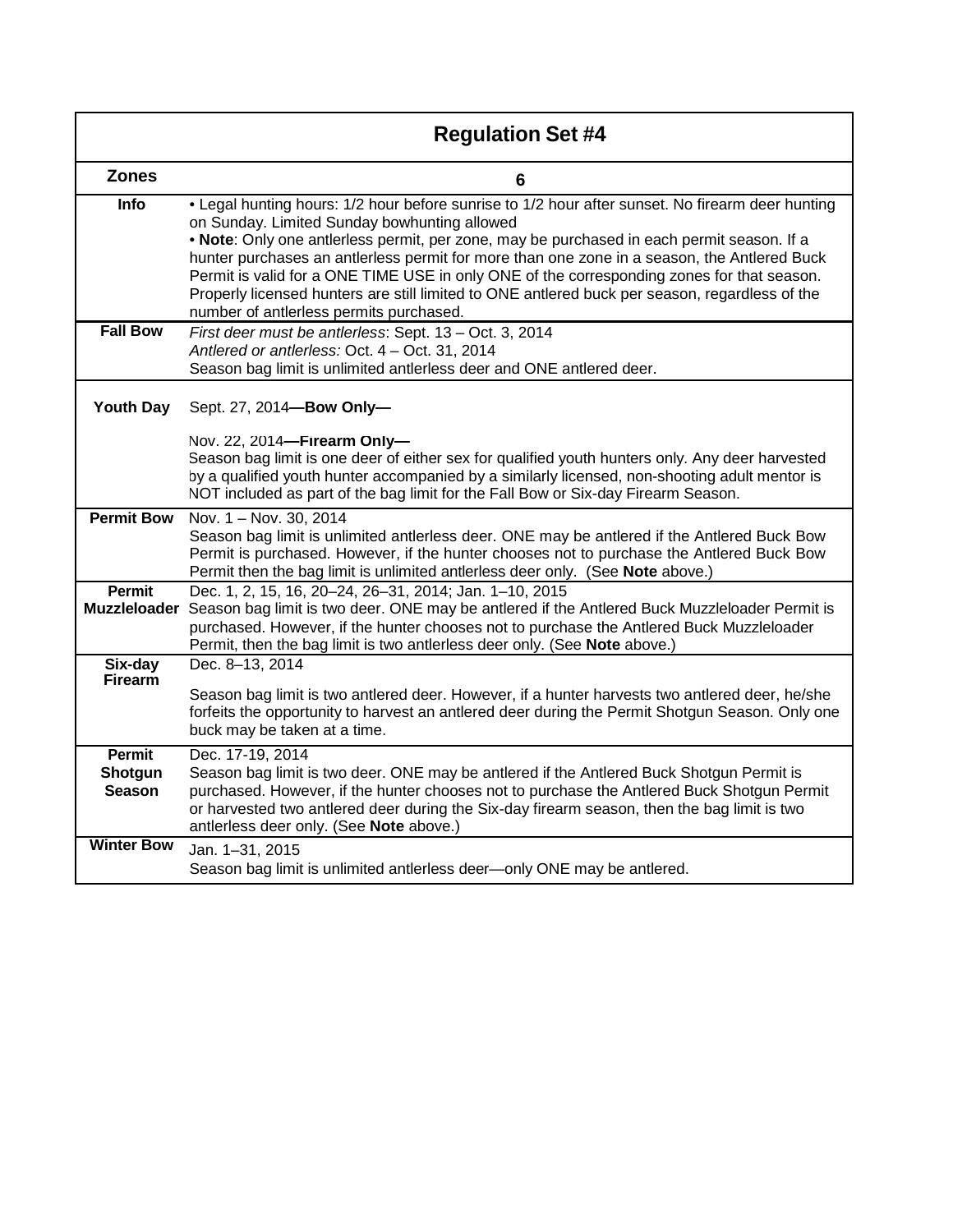| Regulation Set #4 | |
|---|---|
| **Zones** | **6** |
| **Info** | • Legal hunting hours: 1/2 hour before sunrise to 1/2 hour after sunset. No firearm deer hunting on Sunday. Limited Sunday bowhunting allowed<br>• **Note**: Only one antlerless permit, per zone, may be purchased in each permit season. If a hunter purchases an antlerless permit for more than one zone in a season, the Antlered Buck Permit is valid for a ONE TIME USE in only ONE of the corresponding zones for that season. Properly licensed hunters are still limited to ONE antlered buck per season, regardless of the number of antlerless permits purchased. |
| **Fall Bow** | *First deer must be antlerless*: Sept. 13 – Oct. 3, 2014<br>*Antlered or antlerless:* Oct. 4 – Oct. 31, 2014<br>Season bag limit is unlimited antlerless deer and ONE antlered deer. |
| **Youth Day** | Sept. 27, 2014**—Bow Only—**<br><br>Nov. 22, 2014**—Firearm Only—**<br>Season bag limit is one deer of either sex for qualified youth hunters only. Any deer harvested by a qualified youth hunter accompanied by a similarly licensed, non-shooting adult mentor is NOT included as part of the bag limit for the Fall Bow or Six-day Firearm Season. |
| **Permit Bow** | Nov. 1 – Nov. 30, 2014<br>Season bag limit is unlimited antlerless deer. ONE may be antlered if the Antlered Buck Bow Permit is purchased. However, if the hunter chooses not to purchase the Antlered Buck Bow Permit then the bag limit is unlimited antlerless deer only. (See **Note** above.) |
| **Permit Muzzleloader** | Dec. 1, 2, 15, 16, 20–24, 26–31, 2014; Jan. 1–10, 2015<br>Season bag limit is two deer. ONE may be antlered if the Antlered Buck Muzzleloader Permit is purchased. However, if the hunter chooses not to purchase the Antlered Buck Muzzleloader Permit, then the bag limit is two antlerless deer only. (See **Note** above.) |
| **Six-day Firearm** | Dec. 8–13, 2014<br><br>Season bag limit is two antlered deer. However, if a hunter harvests two antlered deer, he/she forfeits the opportunity to harvest an antlered deer during the Permit Shotgun Season. Only one buck may be taken at a time. |
| **Permit Shotgun Season** | Dec. 17-19, 2014<br>Season bag limit is two deer. ONE may be antlered if the Antlered Buck Shotgun Permit is purchased. However, if the hunter chooses not to purchase the Antlered Buck Shotgun Permit or harvested two antlered deer during the Six-day firearm season, then the bag limit is two antlerless deer only. (See **Note** above.) |
| **Winter Bow** | Jan. 1–31, 2015<br>Season bag limit is unlimited antlerless deer—only ONE may be antlered. |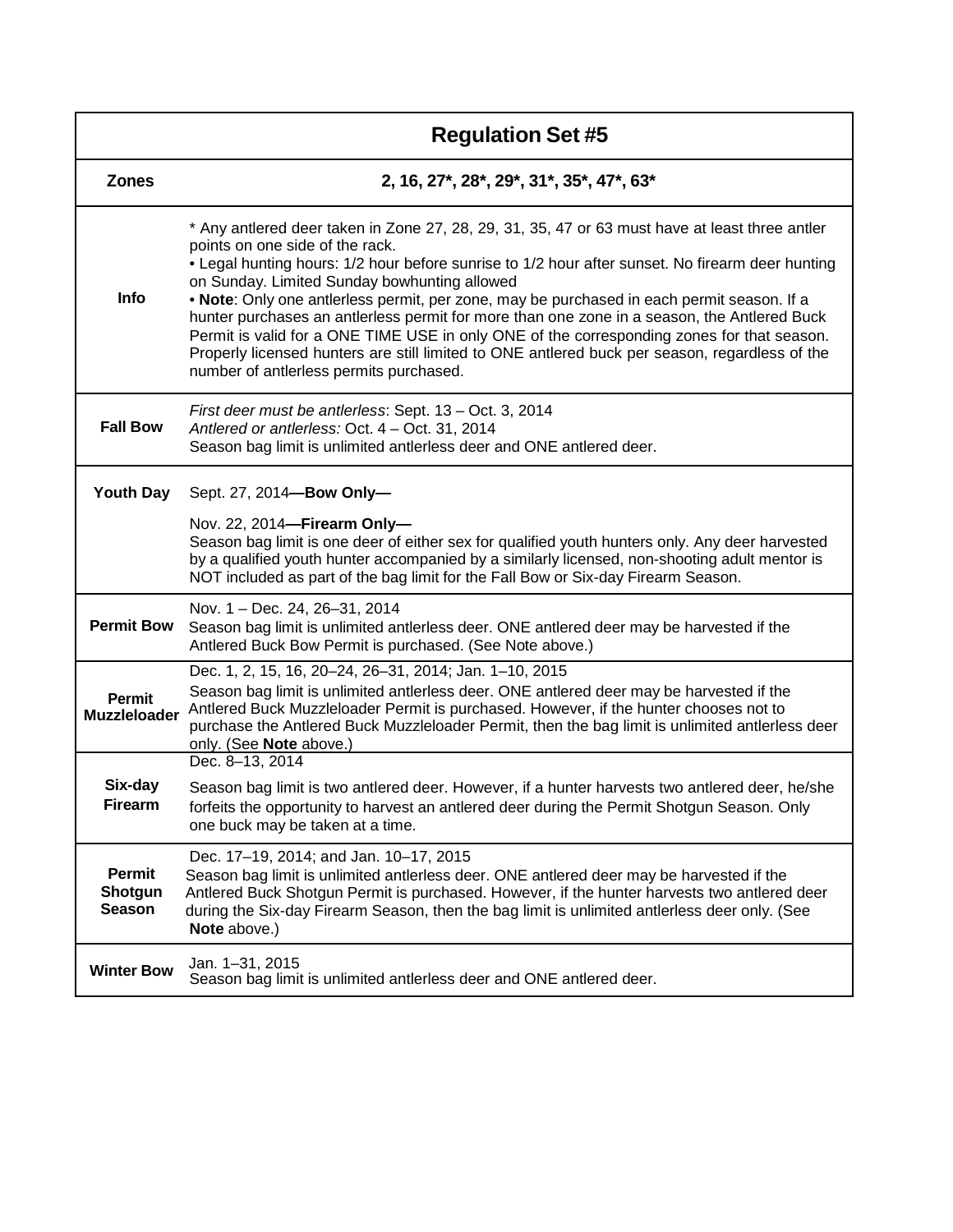| | Regulation Set #5 |
|---|---|
| **Zones** | **2, 16, 27*, 28*, 29*, 31*, 35*, 47*, 63*** |
| **Info** | * Any antlered deer taken in Zone 27, 28, 29, 31, 35, 47 or 63 must have at least three antler points on one side of the rack.<br>• Legal hunting hours: 1/2 hour before sunrise to 1/2 hour after sunset. No firearm deer hunting on Sunday. Limited Sunday bowhunting allowed<br>• **Note**: Only one antlerless permit, per zone, may be purchased in each permit season. If a hunter purchases an antlerless permit for more than one zone in a season, the Antlered Buck Permit is valid for a ONE TIME USE in only ONE of the corresponding zones for that season. Properly licensed hunters are still limited to ONE antlered buck per season, regardless of the number of antlerless permits purchased. |
| **Fall Bow** | *First deer must be antlerless*: Sept. 13 – Oct. 3, 2014<br>*Antlered or antlerless:* Oct. 4 – Oct. 31, 2014<br>Season bag limit is unlimited antlerless deer and ONE antlered deer. |
| **Youth Day** | Sept. 27, 2014**—Bow Only—**<br>Nov. 22, 2014**—Firearm Only—**<br>Season bag limit is one deer of either sex for qualified youth hunters only. Any deer harvested by a qualified youth hunter accompanied by a similarly licensed, non-shooting adult mentor is NOT included as part of the bag limit for the Fall Bow or Six-day Firearm Season. |
| **Permit Bow** | Nov. 1 – Dec. 24, 26–31, 2014<br>Season bag limit is unlimited antlerless deer. ONE antlered deer may be harvested if the Antlered Buck Bow Permit is purchased. (See Note above.) |
| **Permit Muzzleloader** | Dec. 1, 2, 15, 16, 20–24, 26–31, 2014; Jan. 1–10, 2015<br>Season bag limit is unlimited antlerless deer. ONE antlered deer may be harvested if the Antlered Buck Muzzleloader Permit is purchased. However, if the hunter chooses not to purchase the Antlered Buck Muzzleloader Permit, then the bag limit is unlimited antlerless deer only. (See **Note** above.) |
| **Six-day Firearm** | Dec. 8–13, 2014<br>Season bag limit is two antlered deer. However, if a hunter harvests two antlered deer, he/she forfeits the opportunity to harvest an antlered deer during the Permit Shotgun Season. Only one buck may be taken at a time. |
| **Permit Shotgun Season** | Dec. 17–19, 2014; and Jan. 10–17, 2015<br>Season bag limit is unlimited antlerless deer. ONE antlered deer may be harvested if the Antlered Buck Shotgun Permit is purchased. However, if the hunter harvests two antlered deer during the Six-day Firearm Season, then the bag limit is unlimited antlerless deer only. (See **Note** above.) |
| **Winter Bow** | Jan. 1–31, 2015<br>Season bag limit is unlimited antlerless deer and ONE antlered deer. |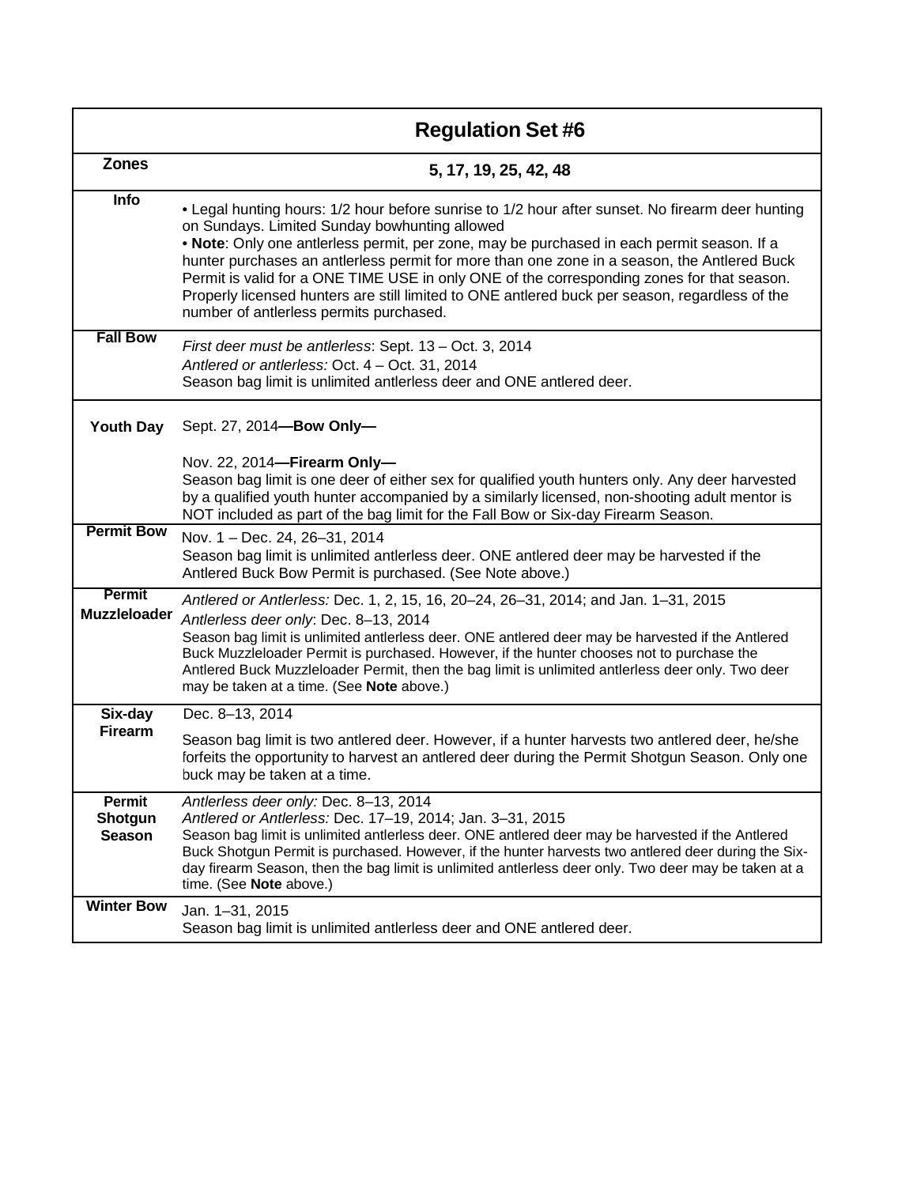| | Regulation Set #6 |
|---|---|
| **Zones** | **5, 17, 19, 25, 42, 48** |
| **Info** | • Legal hunting hours: 1/2 hour before sunrise to 1/2 hour after sunset. No firearm deer hunting on Sundays. Limited Sunday bowhunting allowed<br>• **Note**: Only one antlerless permit, per zone, may be purchased in each permit season. If a hunter purchases an antlerless permit for more than one zone in a season, the Antlered Buck Permit is valid for a ONE TIME USE in only ONE of the corresponding zones for that season. Properly licensed hunters are still limited to ONE antlered buck per season, regardless of the number of antlerless permits purchased. |
| **Fall Bow** | *First deer must be antlerless*: Sept. 13 – Oct. 3, 2014<br>*Antlered or antlerless:* Oct. 4 – Oct. 31, 2014<br>Season bag limit is unlimited antlerless deer and ONE antlered deer. |
| **Youth Day** | Sept. 27, 2014**—Bow Only—**<br><br>Nov. 22, 2014**—Firearm Only—**<br>Season bag limit is one deer of either sex for qualified youth hunters only. Any deer harvested by a qualified youth hunter accompanied by a similarly licensed, non-shooting adult mentor is NOT included as part of the bag limit for the Fall Bow or Six-day Firearm Season. |
| **Permit Bow** | Nov. 1 – Dec. 24, 26–31, 2014<br>Season bag limit is unlimited antlerless deer. ONE antlered deer may be harvested if the Antlered Buck Bow Permit is purchased. (See Note above.) |
| **Permit Muzzleloader** | *Antlered or Antlerless:* Dec. 1, 2, 15, 16, 20–24, 26–31, 2014; and Jan. 1–31, 2015<br>*Antlerless deer only*: Dec. 8–13, 2014<br>Season bag limit is unlimited antlerless deer. ONE antlered deer may be harvested if the Antlered Buck Muzzleloader Permit is purchased. However, if the hunter chooses not to purchase the Antlered Buck Muzzleloader Permit, then the bag limit is unlimited antlerless deer only. Two deer may be taken at a time. (See **Note** above.) |
| **Six-day Firearm** | Dec. 8–13, 2014<br><br>Season bag limit is two antlered deer. However, if a hunter harvests two antlered deer, he/she forfeits the opportunity to harvest an antlered deer during the Permit Shotgun Season. Only one buck may be taken at a time. |
| **Permit Shotgun Season** | *Antlerless deer only:* Dec. 8–13, 2014<br>*Antlered or Antlerless:* Dec. 17–19, 2014; Jan. 3–31, 2015<br>Season bag limit is unlimited antlerless deer. ONE antlered deer may be harvested if the Antlered Buck Shotgun Permit is purchased. However, if the hunter harvests two antlered deer during the Six-day firearm Season, then the bag limit is unlimited antlerless deer only. Two deer may be taken at a time. (See **Note** above.) |
| **Winter Bow** | Jan. 1–31, 2015<br>Season bag limit is unlimited antlerless deer and ONE antlered deer. |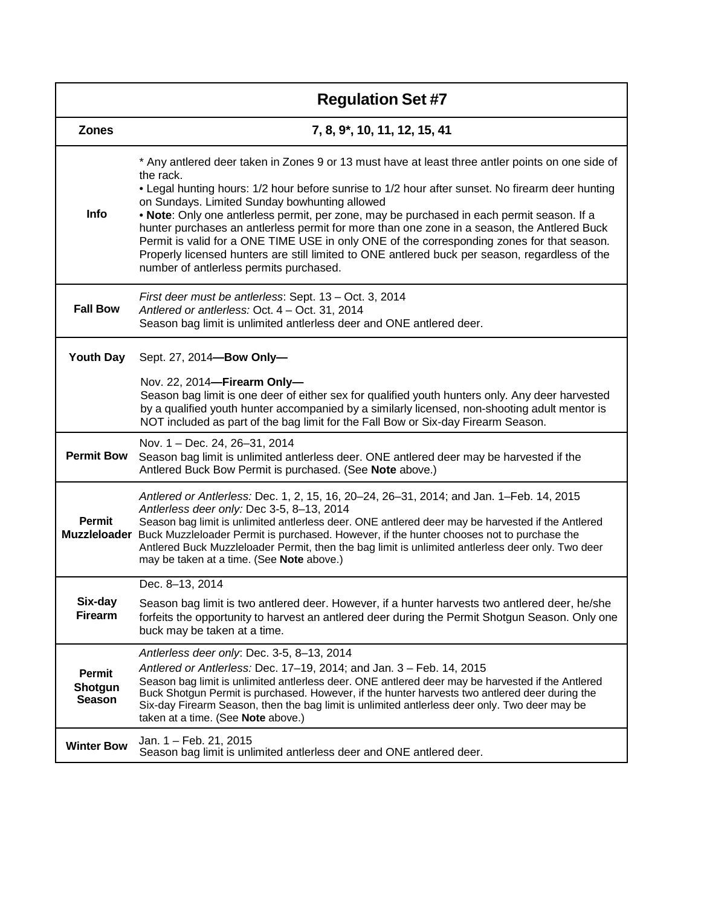| Regulation Set #7 | |
|---|---|
| **Zones** | **7, 8, 9*, 10, 11, 12, 15, 41** |
| **Info** | * Any antlered deer taken in Zones 9 or 13 must have at least three antler points on one side of the rack.<br>• Legal hunting hours: 1/2 hour before sunrise to 1/2 hour after sunset. No firearm deer hunting on Sundays. Limited Sunday bowhunting allowed<br>• **Note**: Only one antlerless permit, per zone, may be purchased in each permit season. If a hunter purchases an antlerless permit for more than one zone in a season, the Antlered Buck Permit is valid for a ONE TIME USE in only ONE of the corresponding zones for that season. Properly licensed hunters are still limited to ONE antlered buck per season, regardless of the number of antlerless permits purchased. |
| **Fall Bow** | *First deer must be antlerless*: Sept. 13 – Oct. 3, 2014<br>*Antlered or antlerless:* Oct. 4 – Oct. 31, 2014<br>Season bag limit is unlimited antlerless deer and ONE antlered deer. |
| **Youth Day** | Sept. 27, 2014**—Bow Only—**<br>Nov. 22, 2014**—Firearm Only—**<br>Season bag limit is one deer of either sex for qualified youth hunters only. Any deer harvested by a qualified youth hunter accompanied by a similarly licensed, non-shooting adult mentor is NOT included as part of the bag limit for the Fall Bow or Six-day Firearm Season. |
| **Permit Bow** | Nov. 1 – Dec. 24, 26–31, 2014<br>Season bag limit is unlimited antlerless deer. ONE antlered deer may be harvested if the Antlered Buck Bow Permit is purchased. (See **Note** above.) |
| **Permit Muzzleloader** | *Antlered or Antlerless:* Dec. 1, 2, 15, 16, 20–24, 26–31, 2014; and Jan. 1–Feb. 14, 2015<br>*Antlerless deer only:* Dec 3-5, 8–13, 2014<br>Season bag limit is unlimited antlerless deer. ONE antlered deer may be harvested if the Antlered Buck Muzzleloader Permit is purchased. However, if the hunter chooses not to purchase the Antlered Buck Muzzleloader Permit, then the bag limit is unlimited antlerless deer only. Two deer may be taken at a time. (See **Note** above.) |
| **Six-day Firearm** | Dec. 8–13, 2014<br>Season bag limit is two antlered deer. However, if a hunter harvests two antlered deer, he/she forfeits the opportunity to harvest an antlered deer during the Permit Shotgun Season. Only one buck may be taken at a time. |
| **Permit Shotgun Season** | *Antlerless deer only*: Dec. 3-5, 8–13, 2014<br>*Antlered or Antlerless:* Dec. 17–19, 2014; and Jan. 3 – Feb. 14, 2015<br>Season bag limit is unlimited antlerless deer. ONE antlered deer may be harvested if the Antlered Buck Shotgun Permit is purchased. However, if the hunter harvests two antlered deer during the Six-day Firearm Season, then the bag limit is unlimited antlerless deer only. Two deer may be taken at a time. (See **Note** above.) |
| **Winter Bow** | Jan. 1 – Feb. 21, 2015<br>Season bag limit is unlimited antlerless deer and ONE antlered deer. |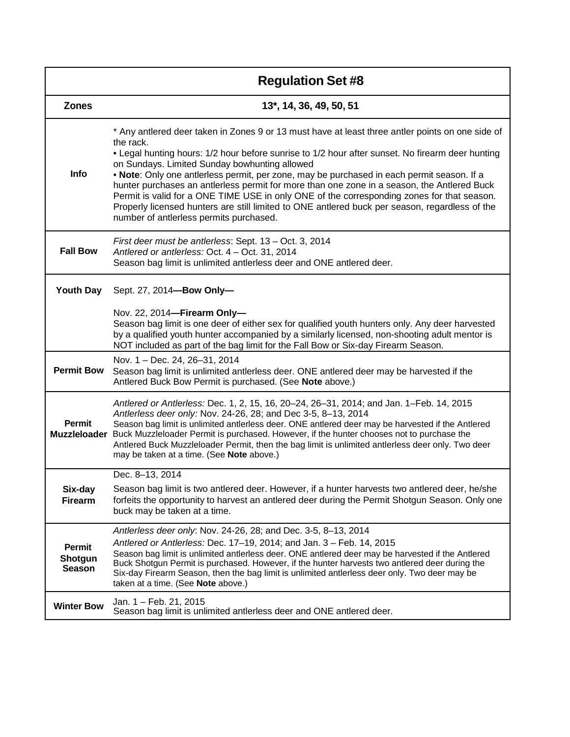| | Regulation Set #8 |
|---|---|
| **Zones** | **13*, 14, 36, 49, 50, 51** |
| **Info** | * Any antlered deer taken in Zones 9 or 13 must have at least three antler points on one side of the rack.<br>• Legal hunting hours: 1/2 hour before sunrise to 1/2 hour after sunset. No firearm deer hunting on Sundays. Limited Sunday bowhunting allowed<br>• **Note**: Only one antlerless permit, per zone, may be purchased in each permit season. If a hunter purchases an antlerless permit for more than one zone in a season, the Antlered Buck Permit is valid for a ONE TIME USE in only ONE of the corresponding zones for that season. Properly licensed hunters are still limited to ONE antlered buck per season, regardless of the number of antlerless permits purchased. |
| **Fall Bow** | *First deer must be antlerless*: Sept. 13 – Oct. 3, 2014<br>*Antlered or antlerless:* Oct. 4 – Oct. 31, 2014<br>Season bag limit is unlimited antlerless deer and ONE antlered deer. |
| **Youth Day** | Sept. 27, 2014**—Bow Only—**<br><br>Nov. 22, 2014**—Firearm Only—**<br>Season bag limit is one deer of either sex for qualified youth hunters only. Any deer harvested by a qualified youth hunter accompanied by a similarly licensed, non-shooting adult mentor is NOT included as part of the bag limit for the Fall Bow or Six-day Firearm Season. |
| **Permit Bow** | Nov. 1 – Dec. 24, 26–31, 2014<br>Season bag limit is unlimited antlerless deer. ONE antlered deer may be harvested if the Antlered Buck Bow Permit is purchased. (See **Note** above.) |
| **Permit Muzzleloader** | *Antlered or Antlerless:* Dec. 1, 2, 15, 16, 20–24, 26–31, 2014; and Jan. 1–Feb. 14, 2015<br>*Antlerless deer only:* Nov. 24-26, 28; and Dec 3-5, 8–13, 2014<br>Season bag limit is unlimited antlerless deer. ONE antlered deer may be harvested if the Antlered Buck Muzzleloader Permit is purchased. However, if the hunter chooses not to purchase the Antlered Buck Muzzleloader Permit, then the bag limit is unlimited antlerless deer only. Two deer may be taken at a time. (See **Note** above.) |
| **Six-day Firearm** | Dec. 8–13, 2014<br>Season bag limit is two antlered deer. However, if a hunter harvests two antlered deer, he/she forfeits the opportunity to harvest an antlered deer during the Permit Shotgun Season. Only one buck may be taken at a time. |
| **Permit Shotgun Season** | *Antlerless deer only*: Nov. 24-26, 28; and Dec. 3-5, 8–13, 2014<br>*Antlered or Antlerless:* Dec. 17–19, 2014; and Jan. 3 – Feb. 14, 2015<br>Season bag limit is unlimited antlerless deer. ONE antlered deer may be harvested if the Antlered Buck Shotgun Permit is purchased. However, if the hunter harvests two antlered deer during the Six-day Firearm Season, then the bag limit is unlimited antlerless deer only. Two deer may be taken at a time. (See **Note** above.) |
| **Winter Bow** | Jan. 1 – Feb. 21, 2015<br>Season bag limit is unlimited antlerless deer and ONE antlered deer. |